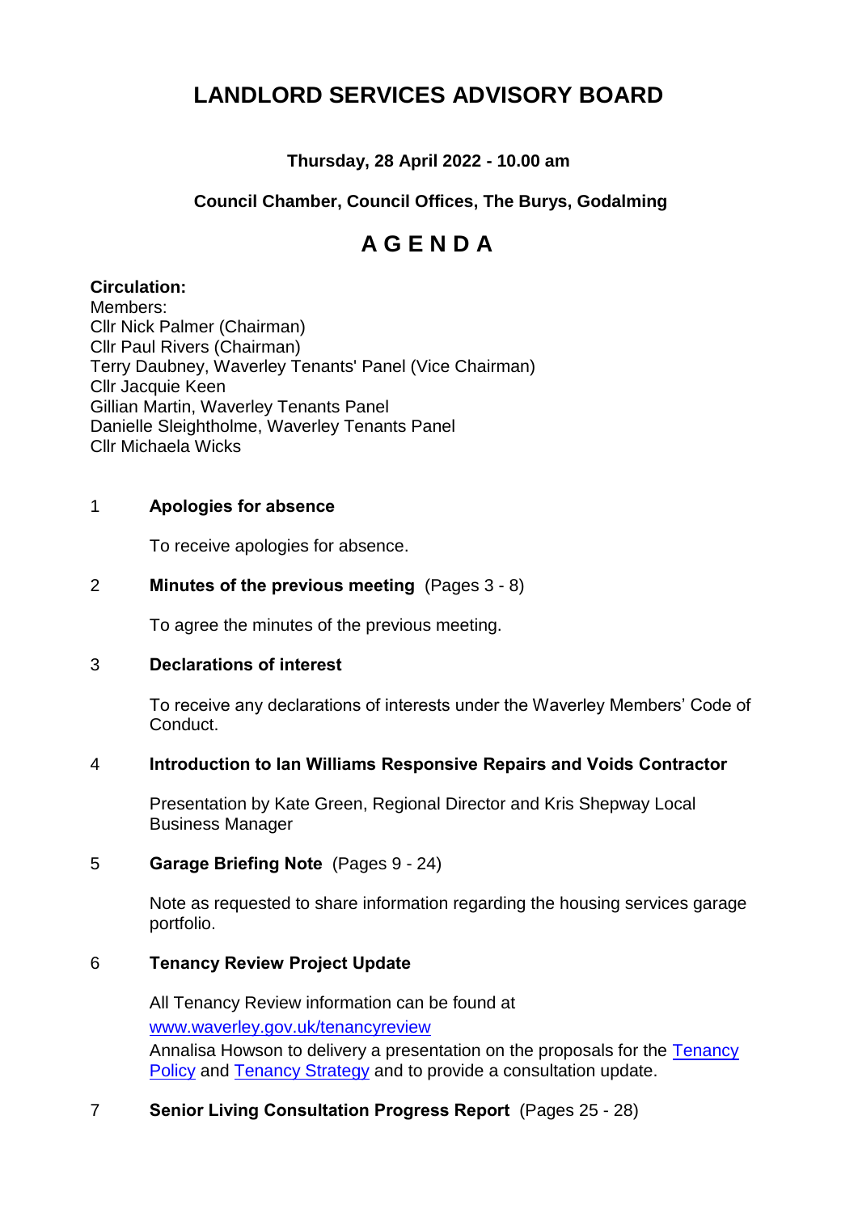# LANDLORD SERVICES ADVISORY BOARD

**Thursday, 28 April 2022 - 10.00 am**

**Council Chamber, Council Offices, The Burys, Godalming**

## A G E N D A

**Circulation:**
Members:
Cllr Nick Palmer (Chairman)
Cllr Paul Rivers (Chairman)
Terry Daubney, Waverley Tenants' Panel (Vice Chairman)
Cllr Jacquie Keen
Gillian Martin, Waverley Tenants Panel
Danielle Sleightholme, Waverley Tenants Panel
Cllr Michaela Wicks

1 **Apologies for absence**

To receive apologies for absence.

2 **Minutes of the previous meeting** (Pages 3 - 8)

To agree the minutes of the previous meeting.

3 **Declarations of interest**

To receive any declarations of interests under the Waverley Members' Code of Conduct.

4 **Introduction to Ian Williams Responsive Repairs and Voids Contractor**

Presentation by Kate Green, Regional Director and Kris Shepway Local Business Manager

5 **Garage Briefing Note** (Pages 9 - 24)

Note as requested to share information regarding the housing services garage portfolio.

6 **Tenancy Review Project Update**

All Tenancy Review information can be found at www.waverley.gov.uk/tenancyreview
Annalisa Howson to delivery a presentation on the proposals for the Tenancy Policy and Tenancy Strategy and to provide a consultation update.

7 **Senior Living Consultation Progress Report** (Pages 25 - 28)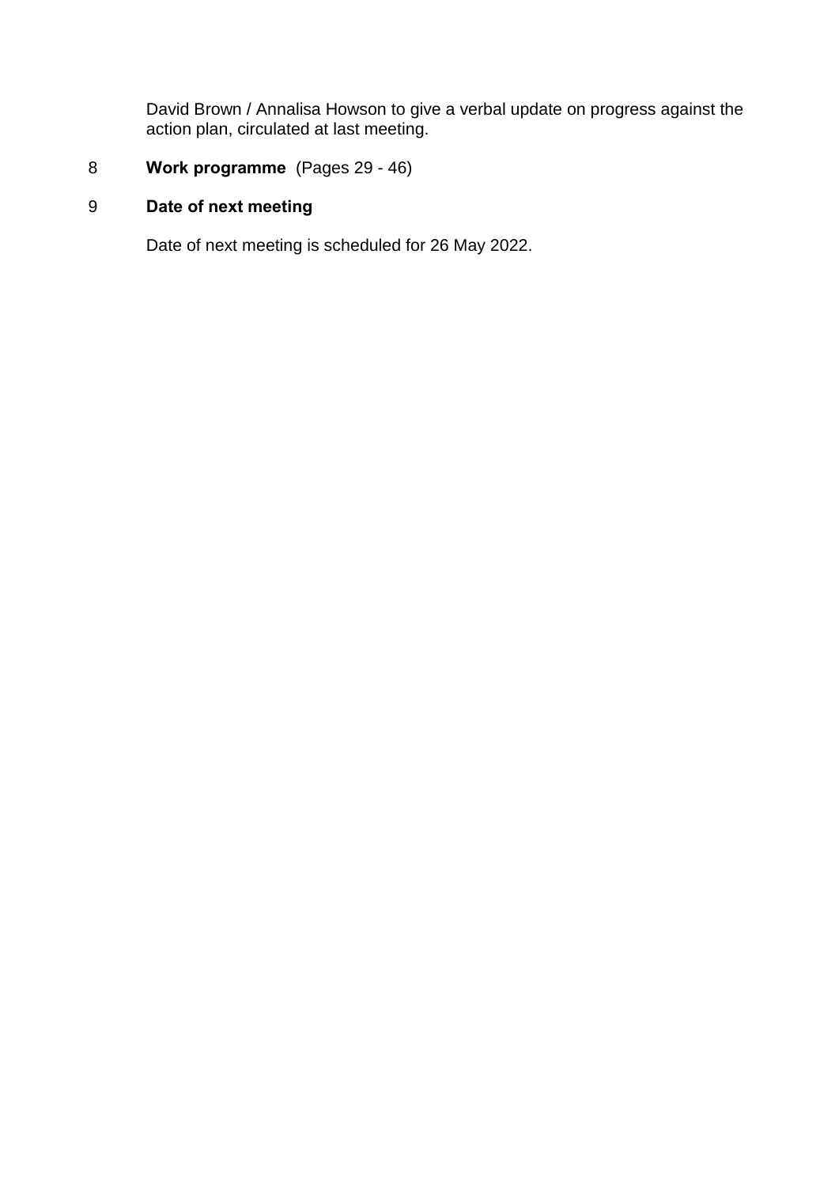David Brown / Annalisa Howson to give a verbal update on progress against the action plan, circulated at last meeting.

8 **Work programme** (Pages 29 - 46)

9 **Date of next meeting**

Date of next meeting is scheduled for 26 May 2022.